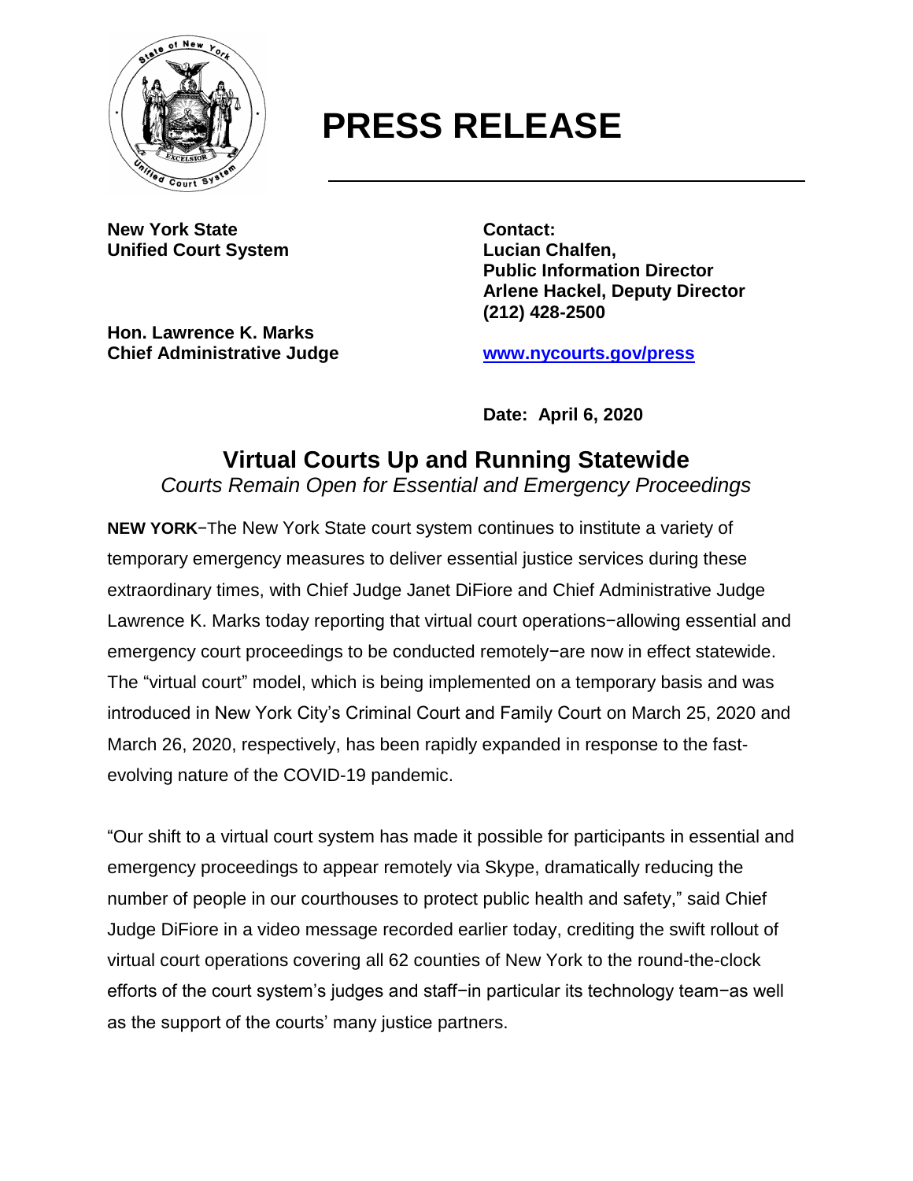# PRESS RELEASE

**New York State**
**Unified Court System**

**Hon. Lawrence K. Marks**
**Chief Administrative Judge**

**Contact:**
**Lucian Chalfen,**
**Public Information Director**
**Arlene Hackel, Deputy Director**
**(212) 428-2500**

**www.nycourts.gov/press**

**Date: April 6, 2020**

## Virtual Courts Up and Running Statewide

*Courts Remain Open for Essential and Emergency Proceedings*

**NEW YORK**−The New York State court system continues to institute a variety of temporary emergency measures to deliver essential justice services during these extraordinary times, with Chief Judge Janet DiFiore and Chief Administrative Judge Lawrence K. Marks today reporting that virtual court operations−allowing essential and emergency court proceedings to be conducted remotely−are now in effect statewide. The "virtual court" model, which is being implemented on a temporary basis and was introduced in New York City's Criminal Court and Family Court on March 25, 2020 and March 26, 2020, respectively, has been rapidly expanded in response to the fast-evolving nature of the COVID-19 pandemic.

"Our shift to a virtual court system has made it possible for participants in essential and emergency proceedings to appear remotely via Skype, dramatically reducing the number of people in our courthouses to protect public health and safety," said Chief Judge DiFiore in a video message recorded earlier today, crediting the swift rollout of virtual court operations covering all 62 counties of New York to the round-the-clock efforts of the court system's judges and staff−in particular its technology team−as well as the support of the courts' many justice partners.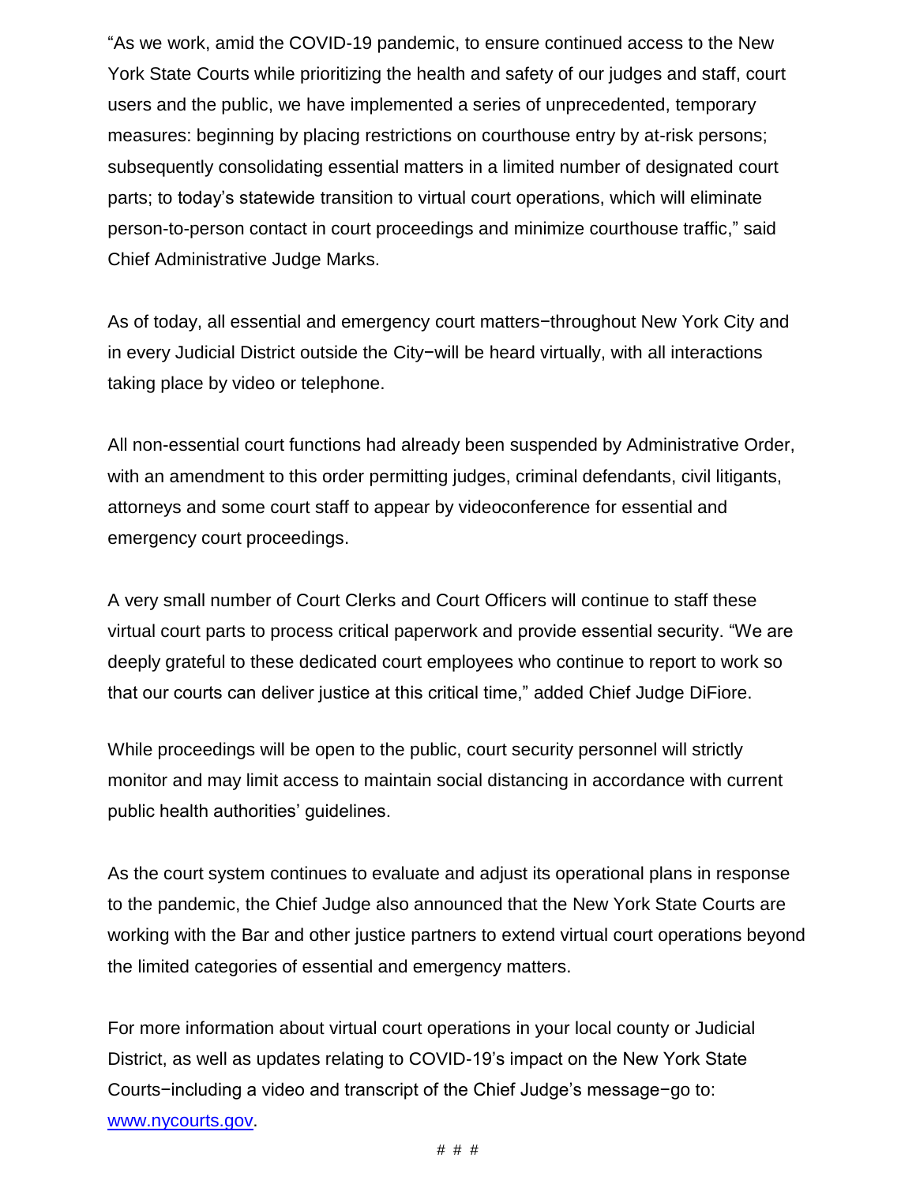"As we work, amid the COVID-19 pandemic, to ensure continued access to the New York State Courts while prioritizing the health and safety of our judges and staff, court users and the public, we have implemented a series of unprecedented, temporary measures: beginning by placing restrictions on courthouse entry by at-risk persons; subsequently consolidating essential matters in a limited number of designated court parts; to today's statewide transition to virtual court operations, which will eliminate person-to-person contact in court proceedings and minimize courthouse traffic," said Chief Administrative Judge Marks.

As of today, all essential and emergency court matters−throughout New York City and in every Judicial District outside the City−will be heard virtually, with all interactions taking place by video or telephone.

All non-essential court functions had already been suspended by Administrative Order, with an amendment to this order permitting judges, criminal defendants, civil litigants, attorneys and some court staff to appear by videoconference for essential and emergency court proceedings.

A very small number of Court Clerks and Court Officers will continue to staff these virtual court parts to process critical paperwork and provide essential security. "We are deeply grateful to these dedicated court employees who continue to report to work so that our courts can deliver justice at this critical time," added Chief Judge DiFiore.

While proceedings will be open to the public, court security personnel will strictly monitor and may limit access to maintain social distancing in accordance with current public health authorities' guidelines.

As the court system continues to evaluate and adjust its operational plans in response to the pandemic, the Chief Judge also announced that the New York State Courts are working with the Bar and other justice partners to extend virtual court operations beyond the limited categories of essential and emergency matters.

For more information about virtual court operations in your local county or Judicial District, as well as updates relating to COVID-19's impact on the New York State Courts−including a video and transcript of the Chief Judge's message−go to: [www.nycourts.gov](http://www.nycourts.gov).

# # #